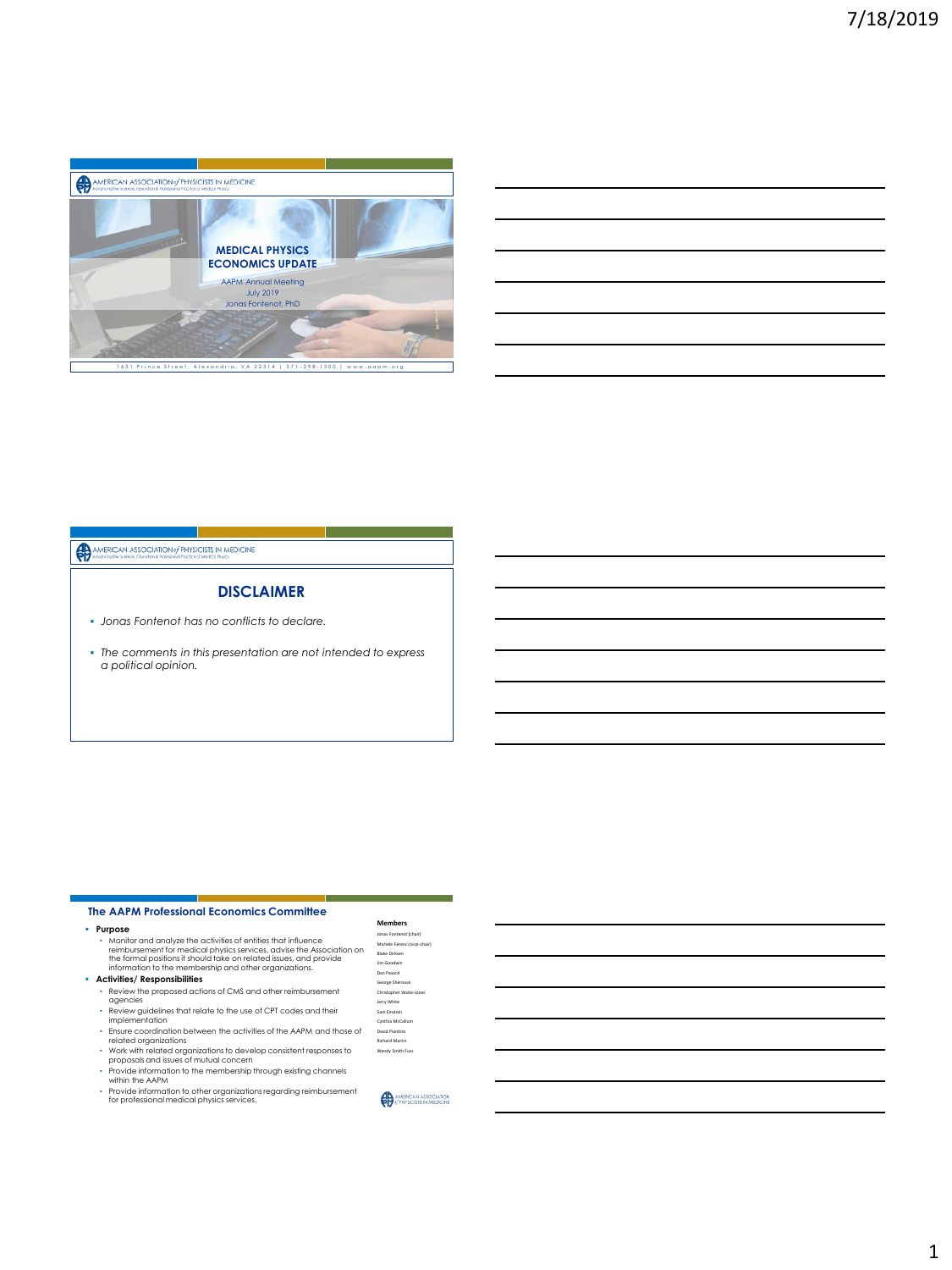# MEDICAL PHYSICS ECONOMICS UPDATE

AAPM Annual Meeting
July 2019
Jonas Fontenot, PhD

1631 Prince Street, Alexandria, VA 22314 | 571-298-1300 | www.aapm.org

## DISCLAIMER

- *Jonas Fontenot has no conflicts to declare.*
- *The comments in this presentation are not intended to express a political opinion.*

## The AAPM Professional Economics Committee

- **Purpose**
  - Monitor and analyze the activities of entities that influence reimbursement for medical physics services, advise the Association on the formal positions it should take on related issues, and provide information to the membership and other organizations.
- **Activities/ Responsibilities**
  - Review the proposed actions of CMS and other reimbursement agencies
  - Review guidelines that relate to the use of CPT codes and their implementation
  - Ensure coordination between the activities of the AAPM and those of related organizations
  - Work with related organizations to develop consistent responses to proposals and issues of mutual concern
  - Provide information to the membership through existing channels within the AAPM
  - Provide information to other organizations regarding reimbursement for professional medical physics services.

**Members**

Jonas Fontenot (chair)
Michele Ferenci (vice-chair)
Blake Dirksen
Jim Goodwin
Dan Pavord
George Sherouse
Christopher Waite-Jones
Jerry White
Sam Einstein
Cynthia McCollum
David Pientino
Richard Martin
Wendy Smith Fuss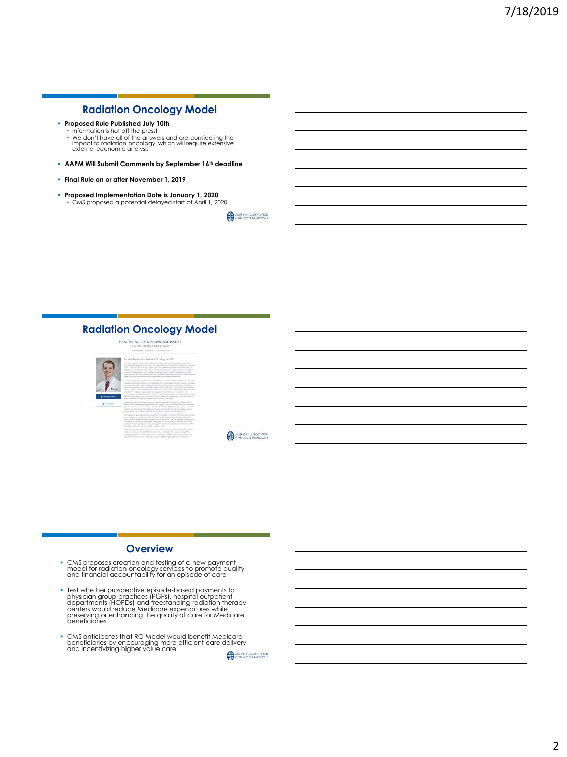## Radiation Oncology Model

- **Proposed Rule Published July 10th**
  - Information is hot off the press!
  - We don't have all of the answers and are considering the impact to radiation oncology, which will require extensive external economic analysis
- **AAPM Will Submit Comments by September 16th deadline**
- **Final Rule on or after November 1, 2019**
- **Proposed Implementation Date is January 1, 2020**
  - CMS proposed a potential delayed start of April 1, 2020

## Radiation Oncology Model

HEALTH POLICY & ECONOMIC ISSUES

## Overview

- CMS proposes creation and testing of a new payment model for radiation oncology services to promote quality and financial accountability for an episode of care
- Test whether prospective episode-based payments to physician group practices (PGPs), hospital outpatient departments (HOPDs) and freestanding radiation therapy centers would reduce Medicare expenditures while preserving or enhancing the quality of care for Medicare beneficiaries
- CMS anticipates that RO Model would benefit Medicare beneficiaries by encouraging more efficient care delivery and incentivizing higher value care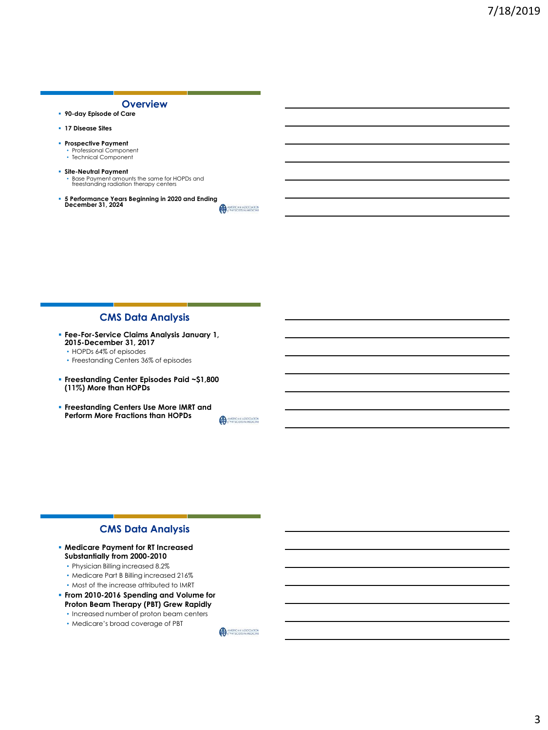## Overview

- **90-day Episode of Care**
- **17 Disease Sites**
- **Prospective Payment**
  - Professional Component
  - Technical Component
- **Site-Neutral Payment**
  - Base Payment amounts the same for HOPDs and freestanding radiation therapy centers
- **5 Performance Years Beginning in 2020 and Ending December 31, 2024**

## CMS Data Analysis

- **Fee-For-Service Claims Analysis January 1, 2015-December 31, 2017**
  - HOPDs 64% of episodes
  - Freestanding Centers 36% of episodes
- **Freestanding Center Episodes Paid ~$1,800 (11%) More than HOPDs**
- **Freestanding Centers Use More IMRT and Perform More Fractions than HOPDs**

## CMS Data Analysis

- **Medicare Payment for RT Increased Substantially from 2000-2010**
  - Physician Billing increased 8.2%
  - Medicare Part B Billing increased 216%
  - Most of the increase attributed to IMRT
- **From 2010-2016 Spending and Volume for Proton Beam Therapy (PBT) Grew Rapidly**
  - Increased number of proton beam centers
  - Medicare's broad coverage of PBT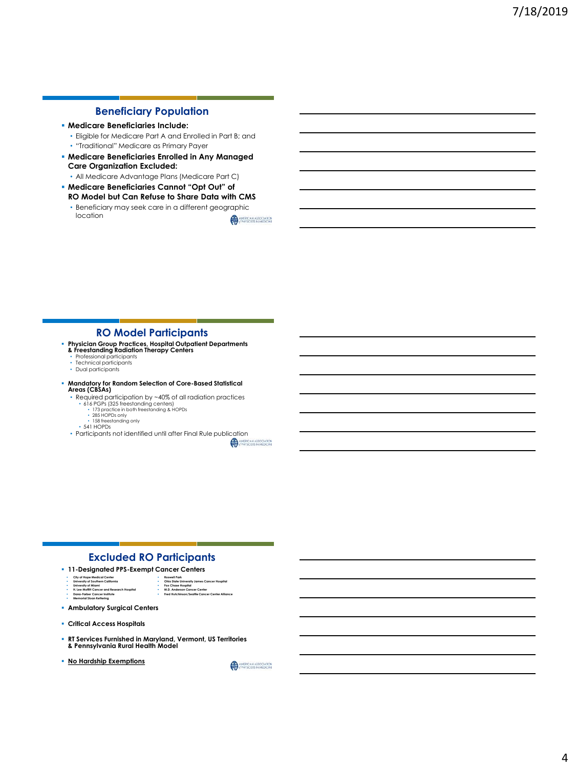## Beneficiary Population

- **Medicare Beneficiaries Include:**
  - Eligible for Medicare Part A and Enrolled in Part B; and
  - "Traditional" Medicare as Primary Payer
- **Medicare Beneficiaries Enrolled in Any Managed Care Organization Excluded:**
  - All Medicare Advantage Plans (Medicare Part C)
- **Medicare Beneficiaries Cannot "Opt Out" of RO Model but Can Refuse to Share Data with CMS**
  - Beneficiary may seek care in a different geographic location

## RO Model Participants

- **Physician Group Practices, Hospital Outpatient Departments & Freestanding Radiation Therapy Centers**
  - Professional participants
  - Technical participants
  - Dual participants
- **Mandatory for Random Selection of Core-Based Statistical Areas (CBSAs)**
  - Required participation by ~40% of all radiation practices
    - 616 PGPs (325 freestanding centers)
      - 173 practice in both freestanding & HOPDs
      - 285 HOPDs only
      - 158 freestanding only
    - 541 HOPDs
  - Participants not identified until after Final Rule publication

## Excluded RO Participants

- **11-Designated PPS-Exempt Cancer Centers**
  - City of Hope Medical Center
  - University of Southern California
  - University of Miami
  - H. Lee Moffitt Cancer and Research Hospital
  - Dana-Farber Cancer Institute
  - Memorial Sloan Kettering
  - Roswell Park
  - Ohio State University James Cancer Hospital
  - Fox Chase Hospital
  - M.D. Anderson Cancer Center
  - Fred Hutchinson/Seattle Cancer Center Alliance
- **Ambulatory Surgical Centers**
- **Critical Access Hospitals**
- **RT Services Furnished in Maryland, Vermont, US Territories & Pennsylvania Rural Health Model**
- **No Hardship Exemptions**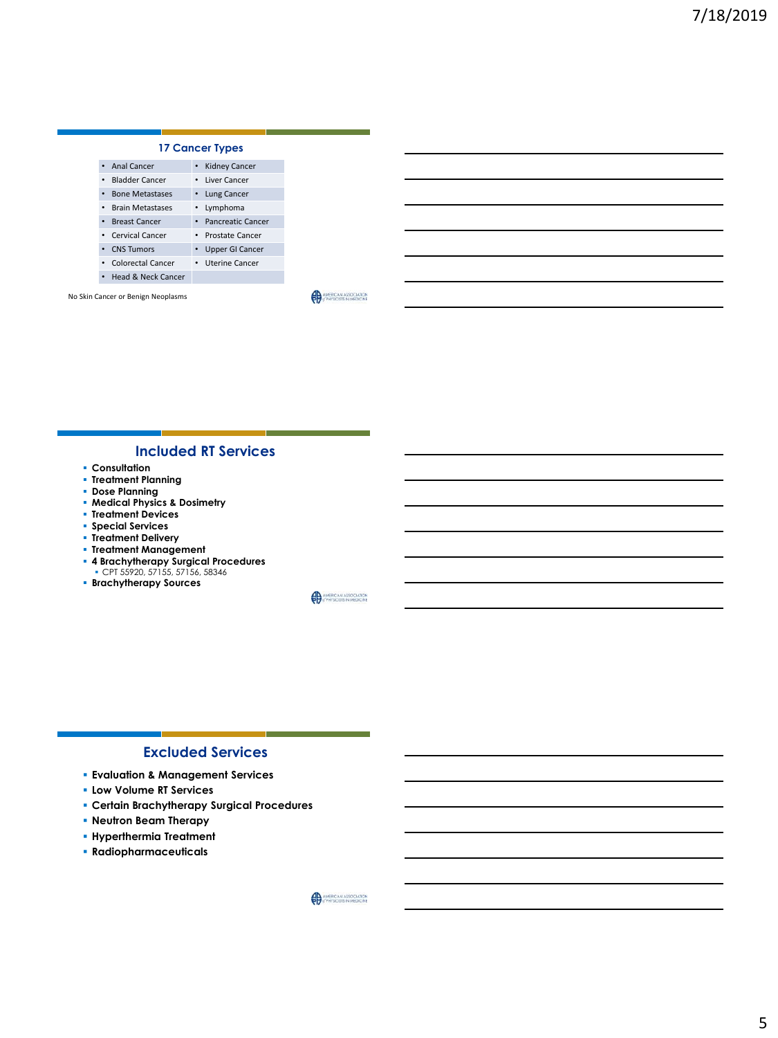## 17 Cancer Types

| | |
|---|---|
| • Anal Cancer | • Kidney Cancer |
| • Bladder Cancer | • Liver Cancer |
| • Bone Metastases | • Lung Cancer |
| • Brain Metastases | • Lymphoma |
| • Breast Cancer | • Pancreatic Cancer |
| • Cervical Cancer | • Prostate Cancer |
| • CNS Tumors | • Upper GI Cancer |
| • Colorectal Cancer | • Uterine Cancer |
| • Head & Neck Cancer | |

No Skin Cancer or Benign Neoplasms

## Included RT Services

- **Consultation**
- **Treatment Planning**
- **Dose Planning**
- **Medical Physics & Dosimetry**
- **Treatment Devices**
- **Special Services**
- **Treatment Delivery**
- **Treatment Management**
- **4 Brachytherapy Surgical Procedures**
  - CPT 55920, 57155, 57156, 58346
- **Brachytherapy Sources**

## Excluded Services

- **Evaluation & Management Services**
- **Low Volume RT Services**
- **Certain Brachytherapy Surgical Procedures**
- **Neutron Beam Therapy**
- **Hyperthermia Treatment**
- **Radiopharmaceuticals**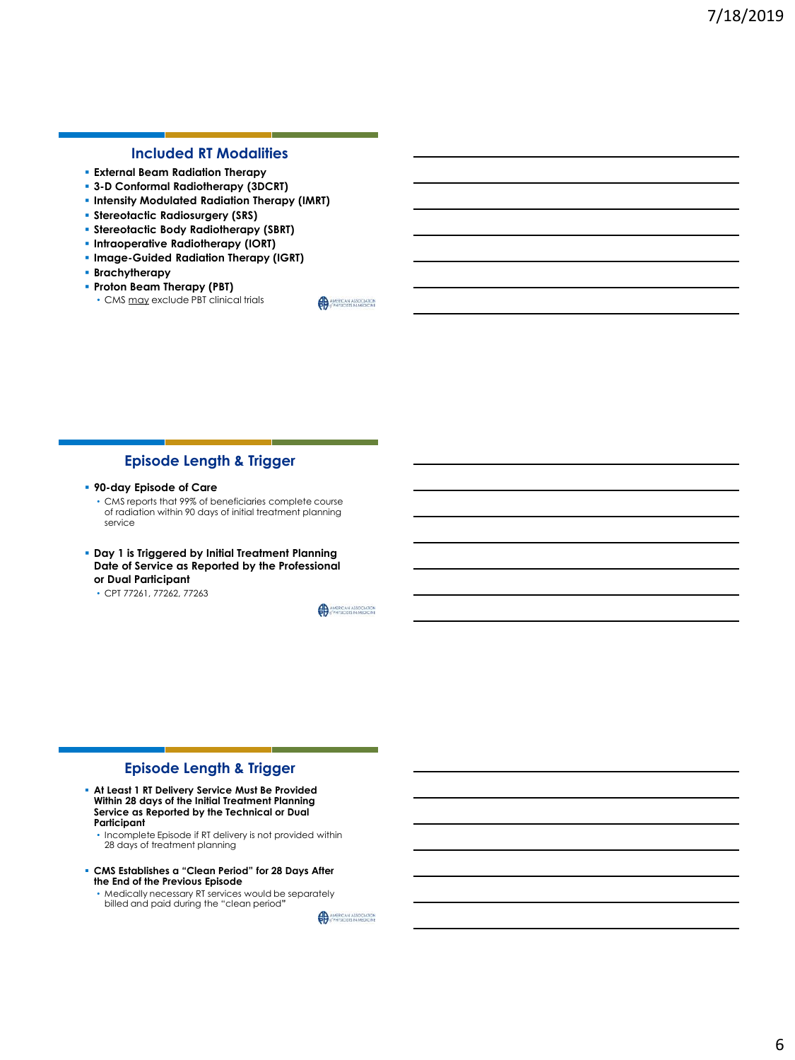## Included RT Modalities

- **External Beam Radiation Therapy**
- **3-D Conformal Radiotherapy (3DCRT)**
- **Intensity Modulated Radiation Therapy (IMRT)**
- **Stereotactic Radiosurgery (SRS)**
- **Stereotactic Body Radiotherapy (SBRT)**
- **Intraoperative Radiotherapy (IORT)**
- **Image-Guided Radiation Therapy (IGRT)**
- **Brachytherapy**
- **Proton Beam Therapy (PBT)**
  - CMS may exclude PBT clinical trials

## Episode Length & Trigger

- **90-day Episode of Care**
  - CMS reports that 99% of beneficiaries complete course of radiation within 90 days of initial treatment planning service
- **Day 1 is Triggered by Initial Treatment Planning Date of Service as Reported by the Professional or Dual Participant**
  - CPT 77261, 77262, 77263

## Episode Length & Trigger

- **At Least 1 RT Delivery Service Must Be Provided Within 28 days of the Initial Treatment Planning Service as Reported by the Technical or Dual Participant**
  - Incomplete Episode if RT delivery is not provided within 28 days of treatment planning
- **CMS Establishes a "Clean Period" for 28 Days After the End of the Previous Episode**
  - Medically necessary RT services would be separately billed and paid during the "clean period"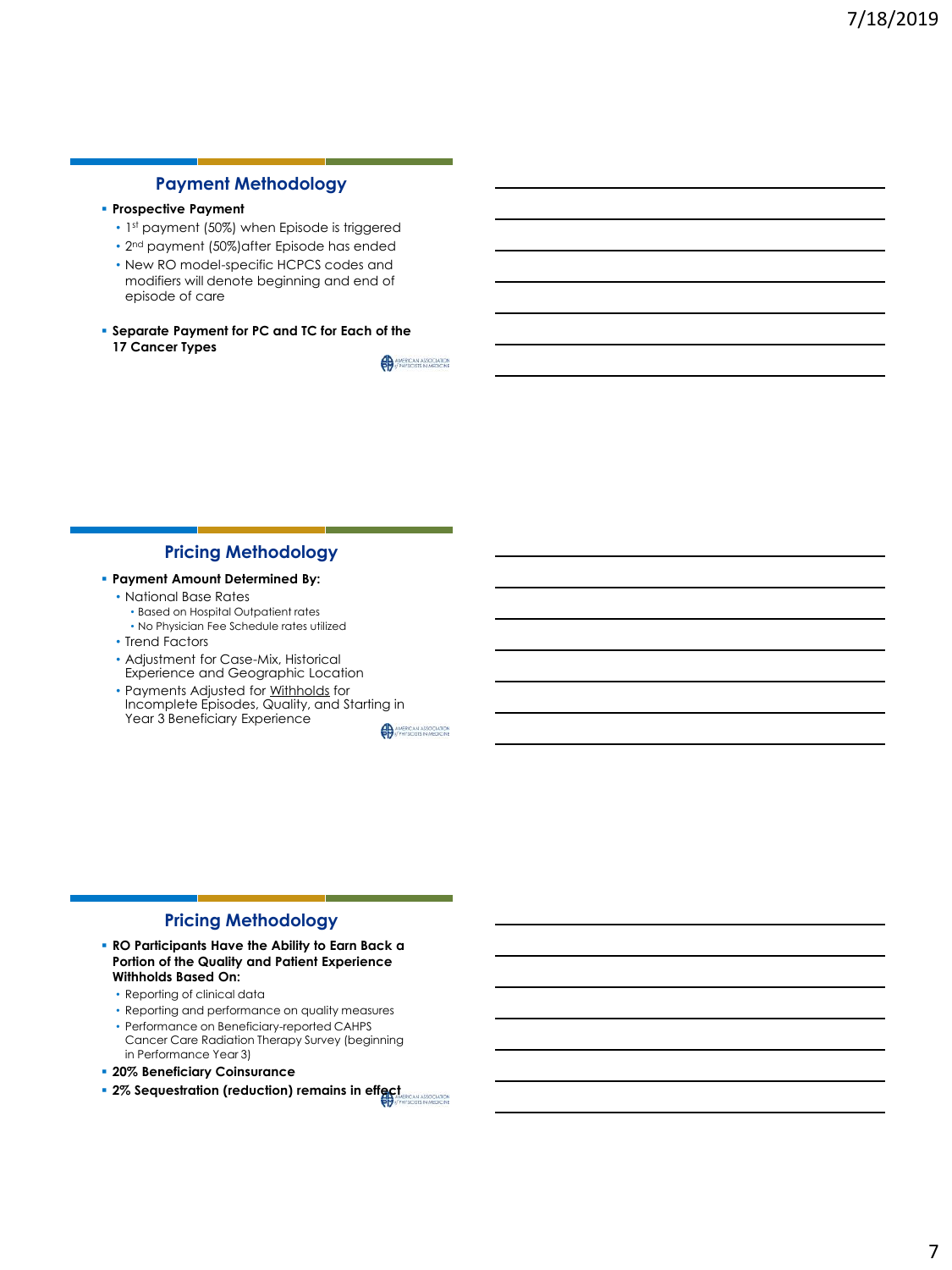## Payment Methodology

- **Prospective Payment**
  - 1st payment (50%) when Episode is triggered
  - 2nd payment (50%)after Episode has ended
  - New RO model-specific HCPCS codes and modifiers will denote beginning and end of episode of care
- **Separate Payment for PC and TC for Each of the 17 Cancer Types**

## Pricing Methodology

- **Payment Amount Determined By:**
  - National Base Rates
    - Based on Hospital Outpatient rates
    - No Physician Fee Schedule rates utilized
  - Trend Factors
  - Adjustment for Case-Mix, Historical Experience and Geographic Location
  - Payments Adjusted for Withholds for Incomplete Episodes, Quality, and Starting in Year 3 Beneficiary Experience

## Pricing Methodology

- **RO Participants Have the Ability to Earn Back a Portion of the Quality and Patient Experience Withholds Based On:**
  - Reporting of clinical data
  - Reporting and performance on quality measures
  - Performance on Beneficiary-reported CAHPS Cancer Care Radiation Therapy Survey (beginning in Performance Year 3)
- **20% Beneficiary Coinsurance**
- **2% Sequestration (reduction) remains in effect**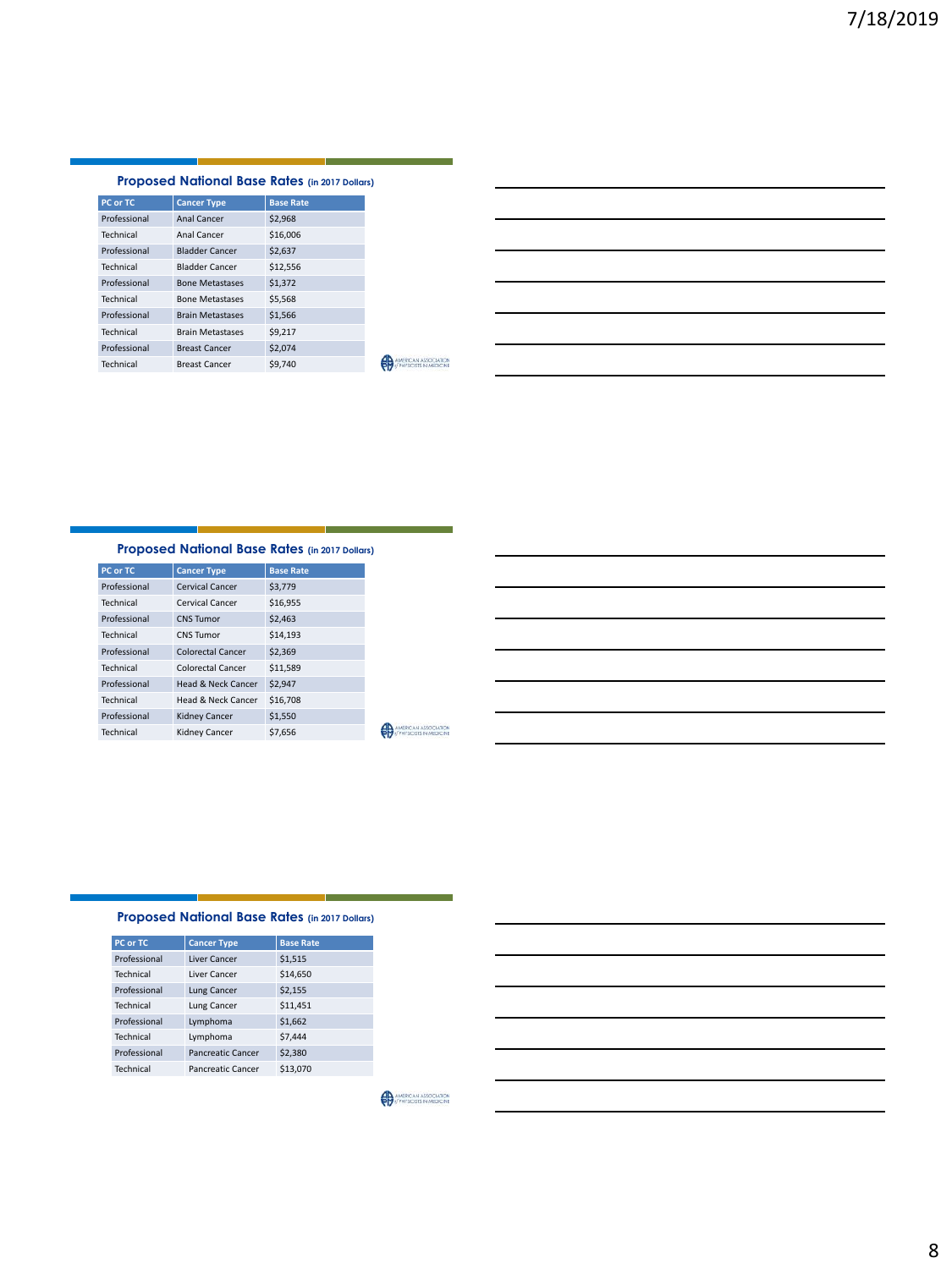## Proposed National Base Rates (in 2017 Dollars)

| PC or TC | Cancer Type | Base Rate |
|---|---|---|
| Professional | Anal Cancer | $2,968 |
| Technical | Anal Cancer | $16,006 |
| Professional | Bladder Cancer | $2,637 |
| Technical | Bladder Cancer | $12,556 |
| Professional | Bone Metastases | $1,372 |
| Technical | Bone Metastases | $5,568 |
| Professional | Brain Metastases | $1,566 |
| Technical | Brain Metastases | $9,217 |
| Professional | Breast Cancer | $2,074 |
| Technical | Breast Cancer | $9,740 |

## Proposed National Base Rates (in 2017 Dollars)

| PC or TC | Cancer Type | Base Rate |
|---|---|---|
| Professional | Cervical Cancer | $3,779 |
| Technical | Cervical Cancer | $16,955 |
| Professional | CNS Tumor | $2,463 |
| Technical | CNS Tumor | $14,193 |
| Professional | Colorectal Cancer | $2,369 |
| Technical | Colorectal Cancer | $11,589 |
| Professional | Head & Neck Cancer | $2,947 |
| Technical | Head & Neck Cancer | $16,708 |
| Professional | Kidney Cancer | $1,550 |
| Technical | Kidney Cancer | $7,656 |

## Proposed National Base Rates (in 2017 Dollars)

| PC or TC | Cancer Type | Base Rate |
|---|---|---|
| Professional | Liver Cancer | $1,515 |
| Technical | Liver Cancer | $14,650 |
| Professional | Lung Cancer | $2,155 |
| Technical | Lung Cancer | $11,451 |
| Professional | Lymphoma | $1,662 |
| Technical | Lymphoma | $7,444 |
| Professional | Pancreatic Cancer | $2,380 |
| Technical | Pancreatic Cancer | $13,070 |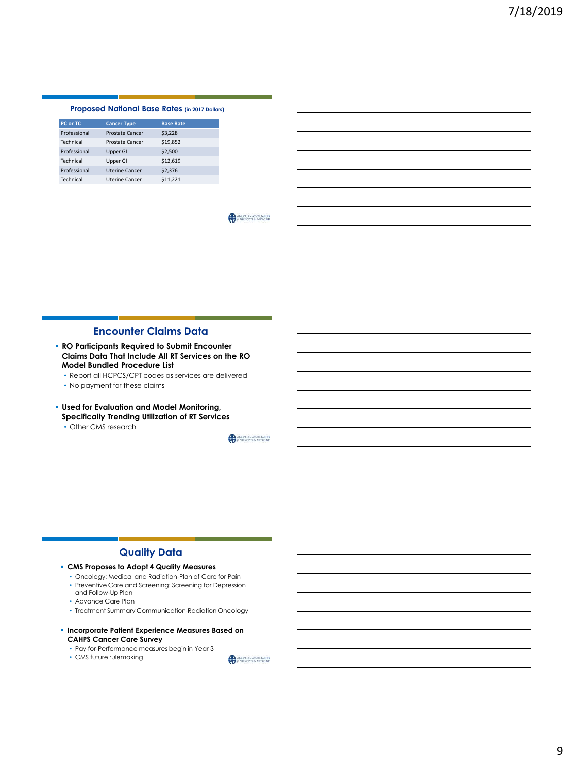## Proposed National Base Rates (in 2017 Dollars)

| PC or TC | Cancer Type | Base Rate |
|---|---|---|
| Professional | Prostate Cancer | $3,228 |
| Technical | Prostate Cancer | $19,852 |
| Professional | Upper GI | $2,500 |
| Technical | Upper GI | $12,619 |
| Professional | Uterine Cancer | $2,376 |
| Technical | Uterine Cancer | $11,221 |

## Encounter Claims Data

- **RO Participants Required to Submit Encounter Claims Data That Include All RT Services on the RO Model Bundled Procedure List**
  - Report all HCPCS/CPT codes as services are delivered
  - No payment for these claims
- **Used for Evaluation and Model Monitoring, Specifically Trending Utilization of RT Services**
  - Other CMS research

## Quality Data

- **CMS Proposes to Adopt 4 Quality Measures**
  - Oncology: Medical and Radiation-Plan of Care for Pain
  - Preventive Care and Screening: Screening for Depression and Follow-Up Plan
  - Advance Care Plan
  - Treatment Summary Communication-Radiation Oncology
- **Incorporate Patient Experience Measures Based on CAHPS Cancer Care Survey**
  - Pay-for-Performance measures begin in Year 3
  - CMS future rulemaking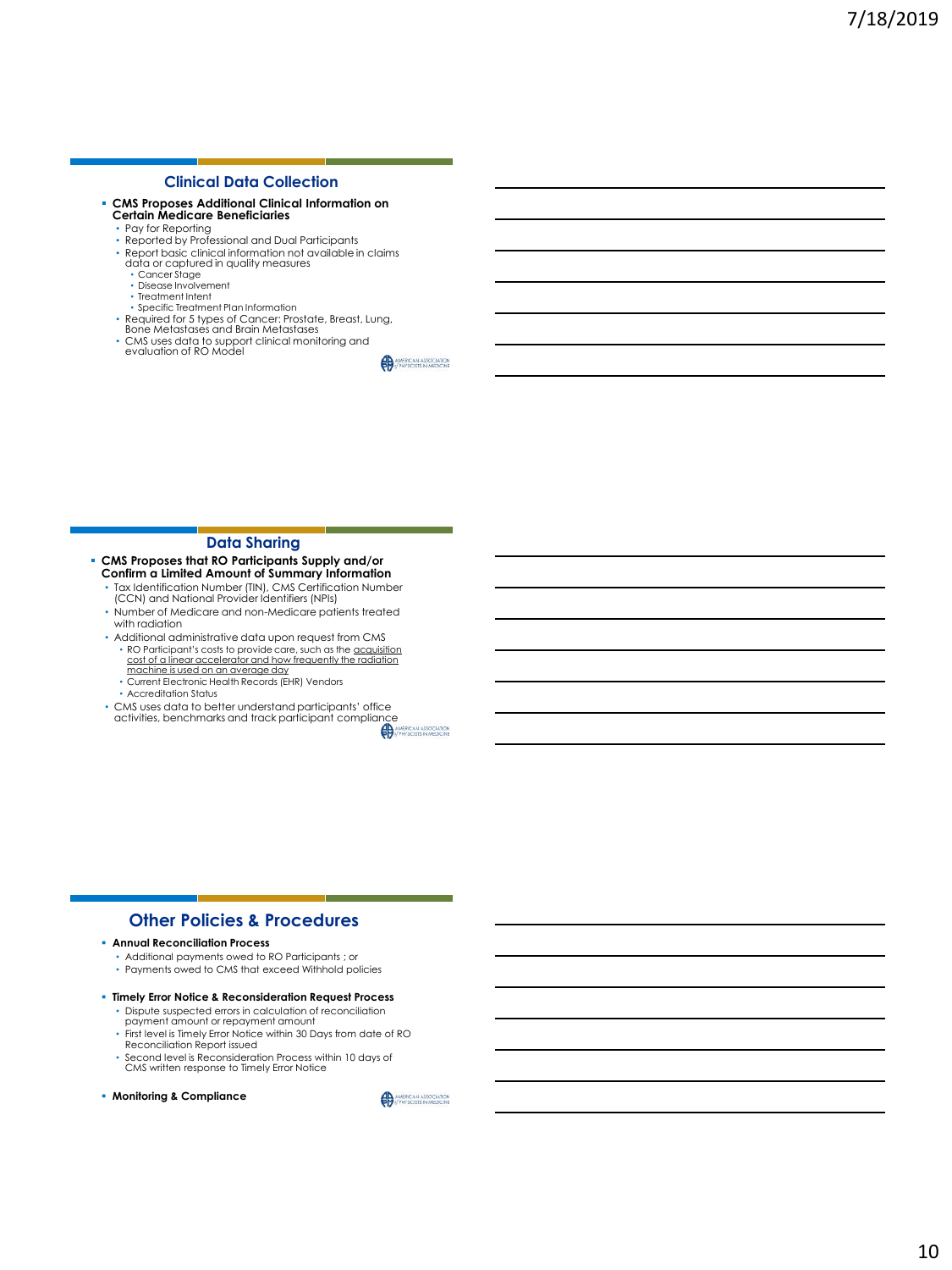## Clinical Data Collection

- **CMS Proposes Additional Clinical Information on Certain Medicare Beneficiaries**
  - Pay for Reporting
  - Reported by Professional and Dual Participants
  - Report basic clinical information not available in claims data or captured in quality measures
    - Cancer Stage
    - Disease Involvement
    - Treatment Intent
    - Specific Treatment Plan Information
  - Required for 5 types of Cancer: Prostate, Breast, Lung, Bone Metastases and Brain Metastases
  - CMS uses data to support clinical monitoring and evaluation of RO Model

## Data Sharing

- **CMS Proposes that RO Participants Supply and/or Confirm a Limited Amount of Summary Information**
  - Tax Identification Number (TIN), CMS Certification Number (CCN) and National Provider Identifiers (NPIs)
  - Number of Medicare and non-Medicare patients treated with radiation
  - Additional administrative data upon request from CMS
    - RO Participant's costs to provide care, such as the acquisition cost of a linear accelerator and how frequently the radiation machine is used on an average day
    - Current Electronic Health Records (EHR) Vendors
    - Accreditation Status
  - CMS uses data to better understand participants' office activities, benchmarks and track participant compliance

## Other Policies & Procedures

- **Annual Reconciliation Process**
  - Additional payments owed to RO Participants ; or
  - Payments owed to CMS that exceed Withhold policies
- **Timely Error Notice & Reconsideration Request Process**
  - Dispute suspected errors in calculation of reconciliation payment amount or repayment amount
  - First level is Timely Error Notice within 30 Days from date of RO Reconciliation Report issued
  - Second level is Reconsideration Process within 10 days of CMS written response to Timely Error Notice
- **Monitoring & Compliance**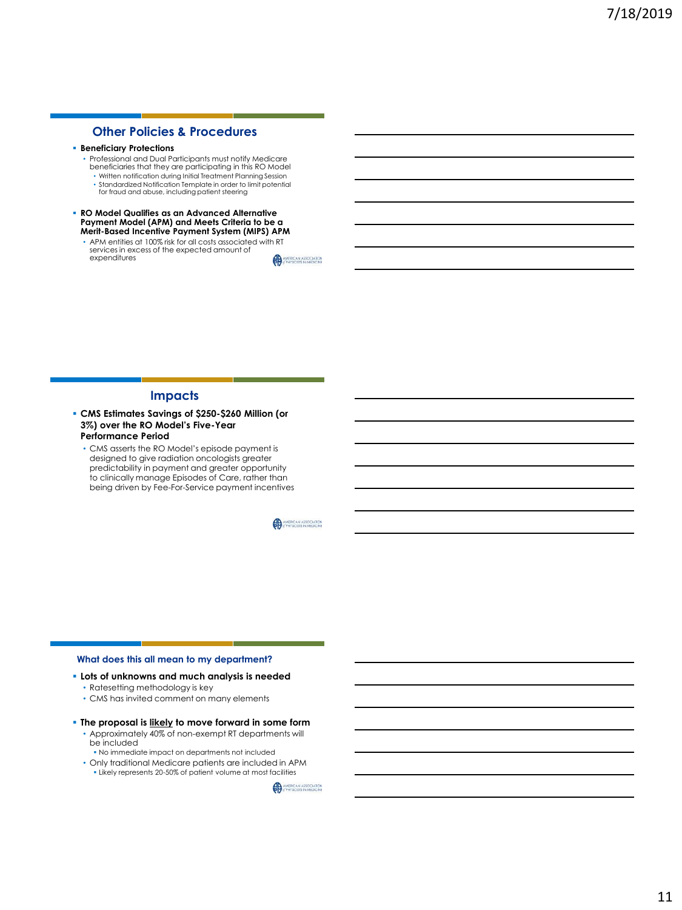## Other Policies & Procedures

- **Beneficiary Protections**
  - Professional and Dual Participants must notify Medicare beneficiaries that they are participating in this RO Model
    - Written notification during Initial Treatment Planning Session
    - Standardized Notification Template in order to limit potential for fraud and abuse, including patient steering
- **RO Model Qualifies as an Advanced Alternative Payment Model (APM) and Meets Criteria to be a Merit-Based Incentive Payment System (MIPS) APM**
  - APM entities at 100% risk for all costs associated with RT services in excess of the expected amount of expenditures

## Impacts

- **CMS Estimates Savings of $250-$260 Million (or 3%) over the RO Model's Five-Year Performance Period**
  - CMS asserts the RO Model's episode payment is designed to give radiation oncologists greater predictability in payment and greater opportunity to clinically manage Episodes of Care, rather than being driven by Fee-For-Service payment incentives

### What does this all mean to my department?

- **Lots of unknowns and much analysis is needed**
  - Ratesetting methodology is key
  - CMS has invited comment on many elements
- **The proposal is likely to move forward in some form**
  - Approximately 40% of non-exempt RT departments will be included
    - No immediate impact on departments not included
  - Only traditional Medicare patients are included in APM
    - Likely represents 20-50% of patient volume at most facilities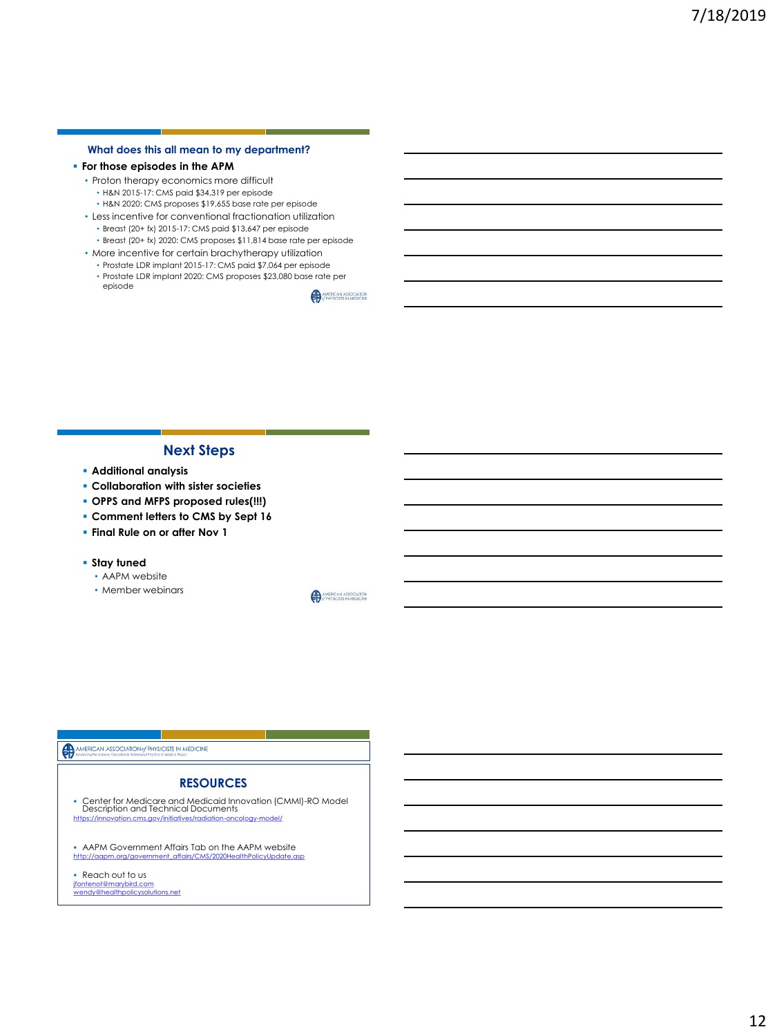## What does this all mean to my department?

- **For those episodes in the APM**
  - Proton therapy economics more difficult
    - H&N 2015-17: CMS paid $34,319 per episode
    - H&N 2020: CMS proposes $19,655 base rate per episode
  - Less incentive for conventional fractionation utilization
    - Breast (20+ fx) 2015-17: CMS paid $13,647 per episode
    - Breast (20+ fx) 2020: CMS proposes $11,814 base rate per episode
  - More incentive for certain brachytherapy utilization
    - Prostate LDR implant 2015-17: CMS paid $7,064 per episode
    - Prostate LDR implant 2020: CMS proposes $23,080 base rate per episode

## Next Steps

- **Additional analysis**
- **Collaboration with sister societies**
- **OPPS and MFPS proposed rules(!!!)**
- **Comment letters to CMS by Sept 16**
- **Final Rule on or after Nov 1**

- **Stay tuned**
  - AAPM website
  - Member webinars

AMERICAN ASSOCIATION of PHYSICISTS IN MEDICINE

## RESOURCES

- Center for Medicare and Medicaid Innovation (CMMI)-RO Model Description and Technical Documents
  https://innovation.cms.gov/initiatives/radiation-oncology-model/

- AAPM Government Affairs Tab on the AAPM website
  http://aapm.org/government_affairs/CMS/2020HealthPolicyUpdate.asp

- Reach out to us
  jfontenot@marybird.com
  wendy@healthpolicysolutions.net